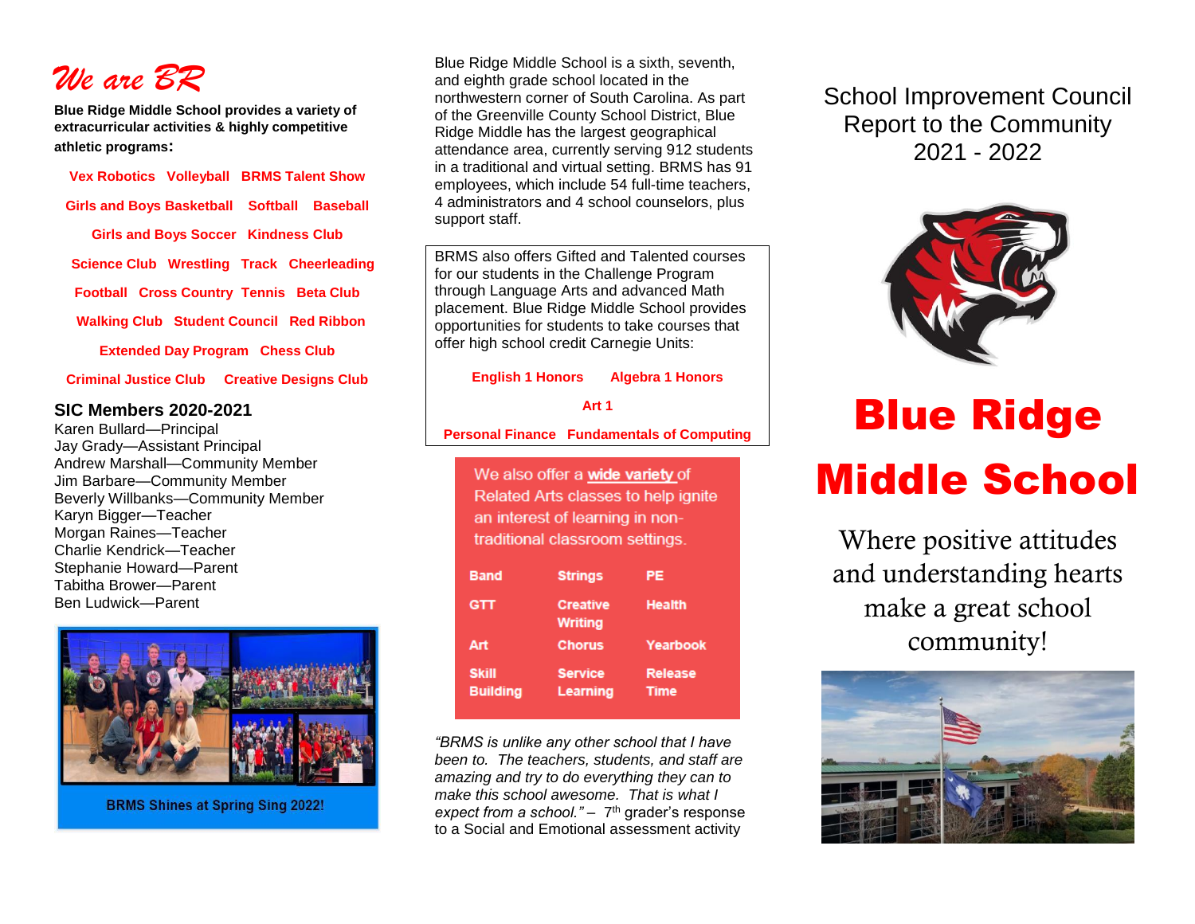# We are BR

**Blue Ridge Middle School provides a variety of extracurricular activities & highly competitive athletic programs:**

**Vex Robotics  Volleyball  BRMS Talent Show**

**Girls and Boys Basketball  Softball  Baseball**

**Girls and Boys Soccer  Kindness Club**

**Science Club  Wrestling  Track  Cheerleading**

**Football  Cross Country  Tennis  Beta Club**

**Walking Club  Student Council  Red Ribbon**

**Extended Day Program  Chess Club**

**Criminal Justice Club  Creative Designs Club**

## SIC Members 2020-2021

Karen Bullard—Principal
Jay Grady—Assistant Principal
Andrew Marshall—Community Member
Jim Barbare—Community Member
Beverly Willbanks—Community Member
Karyn Bigger—Teacher
Morgan Raines—Teacher
Charlie Kendrick—Teacher
Stephanie Howard—Parent
Tabitha Brower—Parent
Ben Ludwick—Parent

**BRMS Shines at Spring Sing 2022!**

Blue Ridge Middle School is a sixth, seventh, and eighth grade school located in the northwestern corner of South Carolina. As part of the Greenville County School District, Blue Ridge Middle has the largest geographical attendance area, currently serving 912 students in a traditional and virtual setting. BRMS has 91 employees, which include 54 full-time teachers, 4 administrators and 4 school counselors, plus support staff.

BRMS also offers Gifted and Talented courses for our students in the Challenge Program through Language Arts and advanced Math placement. Blue Ridge Middle School provides opportunities for students to take courses that offer high school credit Carnegie Units:

**English 1 Honors  Algebra 1 Honors**

**Art 1**

**Personal Finance  Fundamentals of Computing**

We also offer a <u>wide variety</u> of Related Arts classes to help ignite an interest of learning in non-traditional classroom settings.

| | | |
|---|---|---|
| **Band** | **Strings** | **PE** |
| **GTT** | **Creative Writing** | **Health** |
| **Art** | **Chorus** | **Yearbook** |
| **Skill Building** | **Service Learning** | **Release Time** |

*"BRMS is unlike any other school that I have been to. The teachers, students, and staff are amazing and try to do everything they can to make this school awesome. That is what I expect from a school."* – 7th grader's response to a Social and Emotional assessment activity

School Improvement Council Report to the Community 2021 - 2022

# Blue Ridge Middle School

Where positive attitudes and understanding hearts make a great school community!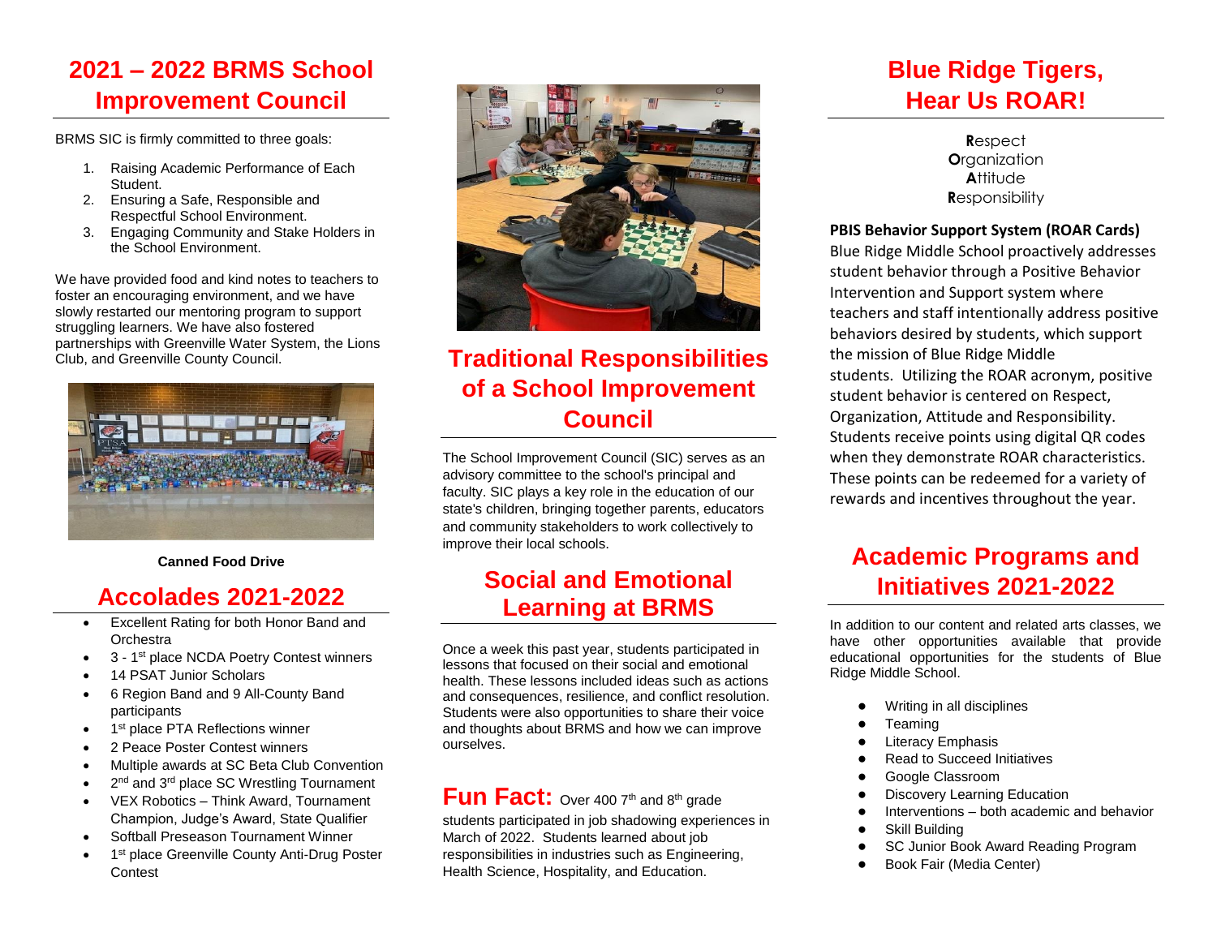## 2021 – 2022 BRMS School Improvement Council

BRMS SIC is firmly committed to three goals:

1. Raising Academic Performance of Each Student.
2. Ensuring a Safe, Responsible and Respectful School Environment.
3. Engaging Community and Stake Holders in the School Environment.

We have provided food and kind notes to teachers to foster an encouraging environment, and we have slowly restarted our mentoring program to support struggling learners. We have also fostered partnerships with Greenville Water System, the Lions Club, and Greenville County Council.

**Canned Food Drive**

## Accolades 2021-2022

- Excellent Rating for both Honor Band and Orchestra
- 3 - 1st place NCDA Poetry Contest winners
- 14 PSAT Junior Scholars
- 6 Region Band and 9 All-County Band participants
- 1st place PTA Reflections winner
- 2 Peace Poster Contest winners
- Multiple awards at SC Beta Club Convention
- 2nd and 3rd place SC Wrestling Tournament
- VEX Robotics – Think Award, Tournament Champion, Judge's Award, State Qualifier
- Softball Preseason Tournament Winner
- 1st place Greenville County Anti-Drug Poster Contest

## Traditional Responsibilities of a School Improvement Council

The School Improvement Council (SIC) serves as an advisory committee to the school's principal and faculty. SIC plays a key role in the education of our state's children, bringing together parents, educators and community stakeholders to work collectively to improve their local schools.

## Social and Emotional Learning at BRMS

Once a week this past year, students participated in lessons that focused on their social and emotional health. These lessons included ideas such as actions and consequences, resilience, and conflict resolution. Students were also opportunities to share their voice and thoughts about BRMS and how we can improve ourselves.

**Fun Fact:** Over 400 7th and 8th grade students participated in job shadowing experiences in March of 2022. Students learned about job responsibilities in industries such as Engineering, Health Science, Hospitality, and Education.

## Blue Ridge Tigers, Hear Us ROAR!

**R**espect
**O**rganization
**A**ttitude
**R**esponsibility

**PBIS Behavior Support System (ROAR Cards)**

Blue Ridge Middle School proactively addresses student behavior through a Positive Behavior Intervention and Support system where teachers and staff intentionally address positive behaviors desired by students, which support the mission of Blue Ridge Middle students. Utilizing the ROAR acronym, positive student behavior is centered on Respect, Organization, Attitude and Responsibility. Students receive points using digital QR codes when they demonstrate ROAR characteristics. These points can be redeemed for a variety of rewards and incentives throughout the year.

## Academic Programs and Initiatives 2021-2022

In addition to our content and related arts classes, we have other opportunities available that provide educational opportunities for the students of Blue Ridge Middle School.

- Writing in all disciplines
- Teaming
- Literacy Emphasis
- Read to Succeed Initiatives
- Google Classroom
- Discovery Learning Education
- Interventions – both academic and behavior
- Skill Building
- SC Junior Book Award Reading Program
- Book Fair (Media Center)